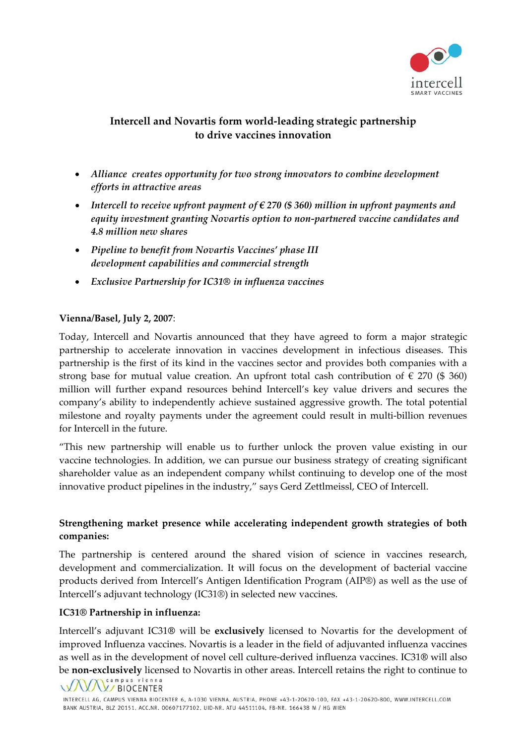# Intercell and Novartis form world-leading strategic partnership to drive vaccines innovation

- *Alliance creates opportunity for two strong innovators to combine development efforts in attractive areas*
- *Intercell to receive upfront payment of € 270 ($ 360) million in upfront payments and equity investment granting Novartis option to non-partnered vaccine candidates and 4.8 million new shares*
- *Pipeline to benefit from Novartis Vaccines' phase III development capabilities and commercial strength*
- *Exclusive Partnership for IC31® in influenza vaccines*

**Vienna/Basel, July 2, 2007**:

Today, Intercell and Novartis announced that they have agreed to form a major strategic partnership to accelerate innovation in vaccines development in infectious diseases. This partnership is the first of its kind in the vaccines sector and provides both companies with a strong base for mutual value creation. An upfront total cash contribution of € 270 ($ 360) million will further expand resources behind Intercell's key value drivers and secures the company's ability to independently achieve sustained aggressive growth. The total potential milestone and royalty payments under the agreement could result in multi-billion revenues for Intercell in the future.

"This new partnership will enable us to further unlock the proven value existing in our vaccine technologies. In addition, we can pursue our business strategy of creating significant shareholder value as an independent company whilst continuing to develop one of the most innovative product pipelines in the industry," says Gerd Zettlmeissl, CEO of Intercell.

**Strengthening market presence while accelerating independent growth strategies of both companies:**

The partnership is centered around the shared vision of science in vaccines research, development and commercialization. It will focus on the development of bacterial vaccine products derived from Intercell's Antigen Identification Program (AIP®) as well as the use of Intercell's adjuvant technology (IC31®) in selected new vaccines.

**IC31® Partnership in influenza:**

Intercell's adjuvant IC31® will be **exclusively** licensed to Novartis for the development of improved Influenza vaccines. Novartis is a leader in the field of adjuvanted influenza vaccines as well as in the development of novel cell culture-derived influenza vaccines. IC31® will also be **non-exclusively** licensed to Novartis in other areas. Intercell retains the right to continue to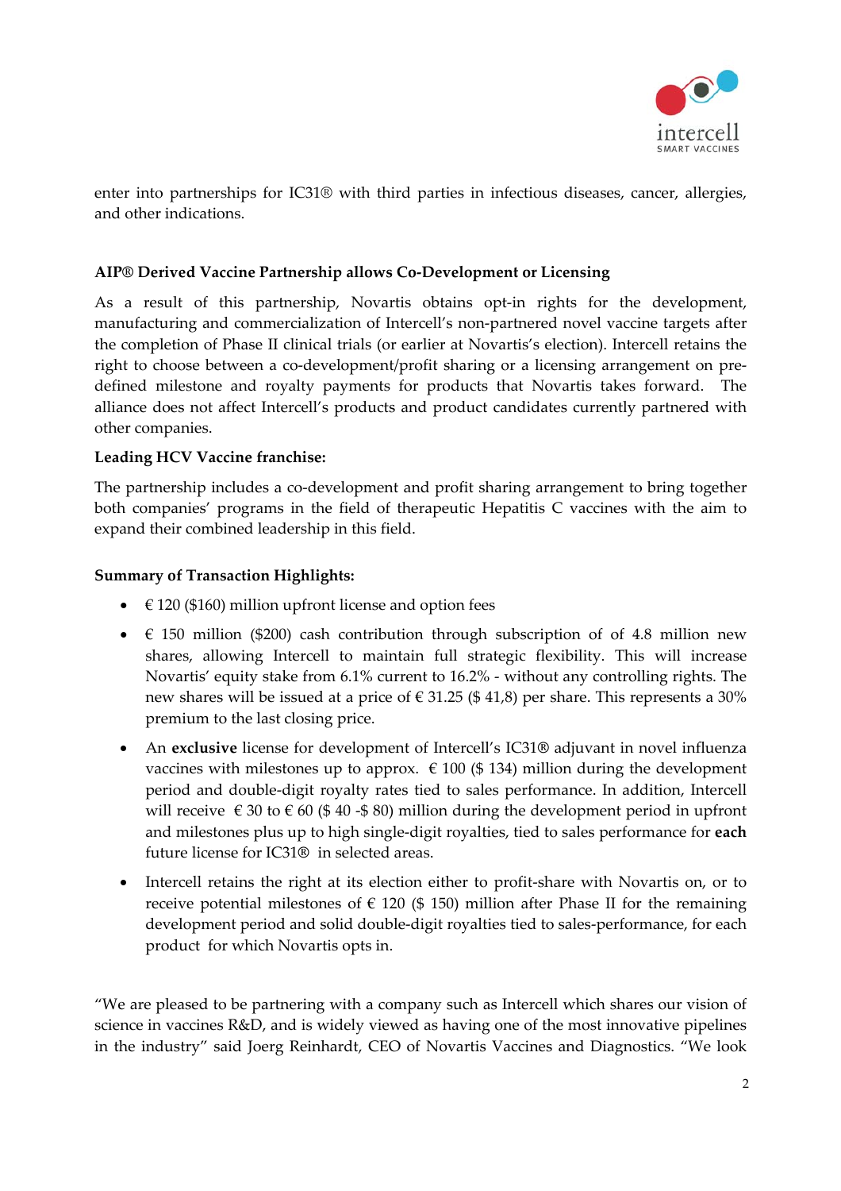enter into partnerships for IC31® with third parties in infectious diseases, cancer, allergies, and other indications.

**AIP® Derived Vaccine Partnership allows Co-Development or Licensing**

As a result of this partnership, Novartis obtains opt-in rights for the development, manufacturing and commercialization of Intercell's non-partnered novel vaccine targets after the completion of Phase II clinical trials (or earlier at Novartis's election). Intercell retains the right to choose between a co-development/profit sharing or a licensing arrangement on pre-defined milestone and royalty payments for products that Novartis takes forward. The alliance does not affect Intercell's products and product candidates currently partnered with other companies.

**Leading HCV Vaccine franchise:**

The partnership includes a co-development and profit sharing arrangement to bring together both companies' programs in the field of therapeutic Hepatitis C vaccines with the aim to expand their combined leadership in this field.

**Summary of Transaction Highlights:**

- € 120 ($160) million upfront license and option fees
- € 150 million ($200) cash contribution through subscription of of 4.8 million new shares, allowing Intercell to maintain full strategic flexibility. This will increase Novartis' equity stake from 6.1% current to 16.2% - without any controlling rights. The new shares will be issued at a price of € 31.25 ($ 41,8) per share. This represents a 30% premium to the last closing price.
- An **exclusive** license for development of Intercell's IC31® adjuvant in novel influenza vaccines with milestones up to approx. € 100 ($ 134) million during the development period and double-digit royalty rates tied to sales performance. In addition, Intercell will receive € 30 to € 60 ($ 40 -$ 80) million during the development period in upfront and milestones plus up to high single-digit royalties, tied to sales performance for **each** future license for IC31® in selected areas.
- Intercell retains the right at its election either to profit-share with Novartis on, or to receive potential milestones of € 120 ($ 150) million after Phase II for the remaining development period and solid double-digit royalties tied to sales-performance, for each product for which Novartis opts in.

"We are pleased to be partnering with a company such as Intercell which shares our vision of science in vaccines R&D, and is widely viewed as having one of the most innovative pipelines in the industry" said Joerg Reinhardt, CEO of Novartis Vaccines and Diagnostics. "We look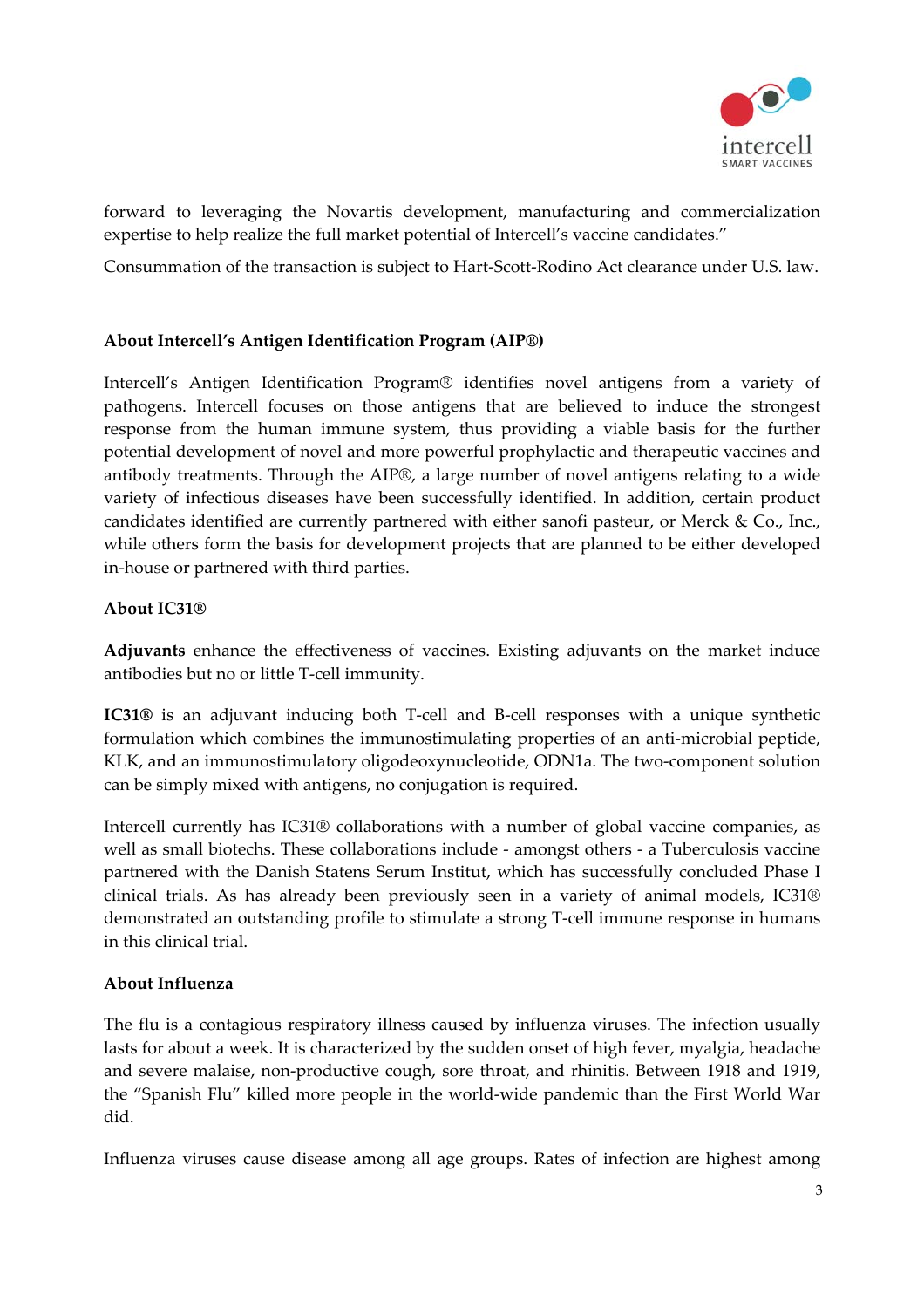forward to leveraging the Novartis development, manufacturing and commercialization expertise to help realize the full market potential of Intercell's vaccine candidates."

Consummation of the transaction is subject to Hart-Scott-Rodino Act clearance under U.S. law.

**About Intercell's Antigen Identification Program (AIP®)**

Intercell's Antigen Identification Program® identifies novel antigens from a variety of pathogens. Intercell focuses on those antigens that are believed to induce the strongest response from the human immune system, thus providing a viable basis for the further potential development of novel and more powerful prophylactic and therapeutic vaccines and antibody treatments. Through the AIP®, a large number of novel antigens relating to a wide variety of infectious diseases have been successfully identified. In addition, certain product candidates identified are currently partnered with either sanofi pasteur, or Merck & Co., Inc., while others form the basis for development projects that are planned to be either developed in-house or partnered with third parties.

**About IC31®**

**Adjuvants** enhance the effectiveness of vaccines. Existing adjuvants on the market induce antibodies but no or little T-cell immunity.

**IC31®** is an adjuvant inducing both T-cell and B-cell responses with a unique synthetic formulation which combines the immunostimulating properties of an anti-microbial peptide, KLK, and an immunostimulatory oligodeoxynucleotide, ODN1a. The two-component solution can be simply mixed with antigens, no conjugation is required.

Intercell currently has IC31® collaborations with a number of global vaccine companies, as well as small biotechs. These collaborations include - amongst others - a Tuberculosis vaccine partnered with the Danish Statens Serum Institut, which has successfully concluded Phase I clinical trials. As has already been previously seen in a variety of animal models, IC31® demonstrated an outstanding profile to stimulate a strong T-cell immune response in humans in this clinical trial.

**About Influenza**

The flu is a contagious respiratory illness caused by influenza viruses. The infection usually lasts for about a week. It is characterized by the sudden onset of high fever, myalgia, headache and severe malaise, non-productive cough, sore throat, and rhinitis. Between 1918 and 1919, the "Spanish Flu" killed more people in the world-wide pandemic than the First World War did.

Influenza viruses cause disease among all age groups. Rates of infection are highest among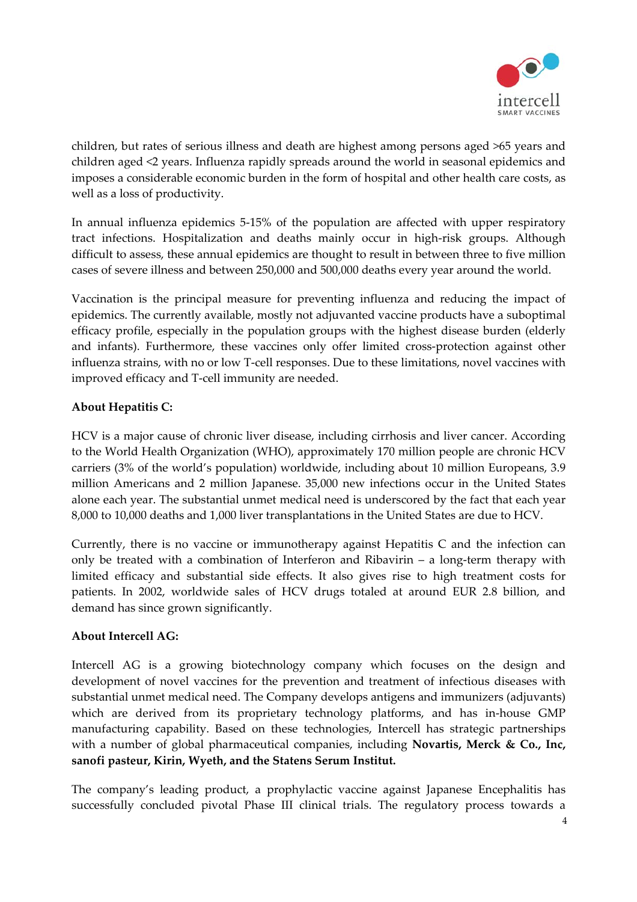children, but rates of serious illness and death are highest among persons aged >65 years and children aged <2 years. Influenza rapidly spreads around the world in seasonal epidemics and imposes a considerable economic burden in the form of hospital and other health care costs, as well as a loss of productivity.

In annual influenza epidemics 5-15% of the population are affected with upper respiratory tract infections. Hospitalization and deaths mainly occur in high-risk groups. Although difficult to assess, these annual epidemics are thought to result in between three to five million cases of severe illness and between 250,000 and 500,000 deaths every year around the world.

Vaccination is the principal measure for preventing influenza and reducing the impact of epidemics. The currently available, mostly not adjuvanted vaccine products have a suboptimal efficacy profile, especially in the population groups with the highest disease burden (elderly and infants). Furthermore, these vaccines only offer limited cross-protection against other influenza strains, with no or low T-cell responses. Due to these limitations, novel vaccines with improved efficacy and T-cell immunity are needed.

**About Hepatitis C:**

HCV is a major cause of chronic liver disease, including cirrhosis and liver cancer. According to the World Health Organization (WHO), approximately 170 million people are chronic HCV carriers (3% of the world's population) worldwide, including about 10 million Europeans, 3.9 million Americans and 2 million Japanese. 35,000 new infections occur in the United States alone each year. The substantial unmet medical need is underscored by the fact that each year 8,000 to 10,000 deaths and 1,000 liver transplantations in the United States are due to HCV.

Currently, there is no vaccine or immunotherapy against Hepatitis C and the infection can only be treated with a combination of Interferon and Ribavirin – a long-term therapy with limited efficacy and substantial side effects. It also gives rise to high treatment costs for patients. In 2002, worldwide sales of HCV drugs totaled at around EUR 2.8 billion, and demand has since grown significantly.

**About Intercell AG:**

Intercell AG is a growing biotechnology company which focuses on the design and development of novel vaccines for the prevention and treatment of infectious diseases with substantial unmet medical need. The Company develops antigens and immunizers (adjuvants) which are derived from its proprietary technology platforms, and has in-house GMP manufacturing capability. Based on these technologies, Intercell has strategic partnerships with a number of global pharmaceutical companies, including **Novartis, Merck & Co., Inc, sanofi pasteur, Kirin, Wyeth, and the Statens Serum Institut.**

The company's leading product, a prophylactic vaccine against Japanese Encephalitis has successfully concluded pivotal Phase III clinical trials. The regulatory process towards a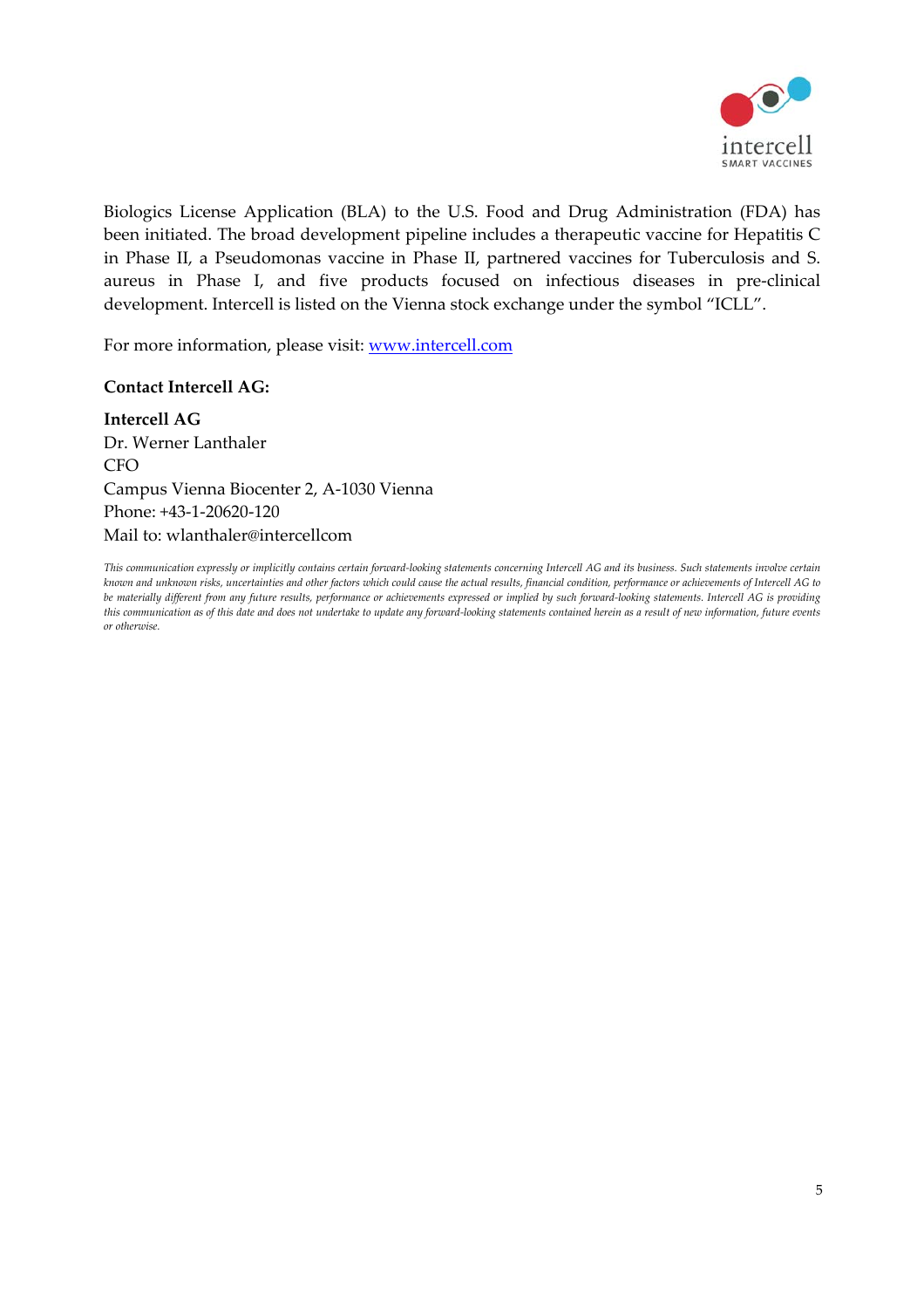Biologics License Application (BLA) to the U.S. Food and Drug Administration (FDA) has been initiated. The broad development pipeline includes a therapeutic vaccine for Hepatitis C in Phase II, a Pseudomonas vaccine in Phase II, partnered vaccines for Tuberculosis and S. aureus in Phase I, and five products focused on infectious diseases in pre-clinical development. Intercell is listed on the Vienna stock exchange under the symbol "ICLL".

For more information, please visit: [www.intercell.com](http://www.intercell.com)

**Contact Intercell AG:**

**Intercell AG**
Dr. Werner Lanthaler
CFO
Campus Vienna Biocenter 2, A-1030 Vienna
Phone: +43-1-20620-120
Mail to: wlanthaler@intercellcom

*This communication expressly or implicitly contains certain forward-looking statements concerning Intercell AG and its business. Such statements involve certain known and unknown risks, uncertainties and other factors which could cause the actual results, financial condition, performance or achievements of Intercell AG to be materially different from any future results, performance or achievements expressed or implied by such forward-looking statements. Intercell AG is providing this communication as of this date and does not undertake to update any forward-looking statements contained herein as a result of new information, future events or otherwise.*